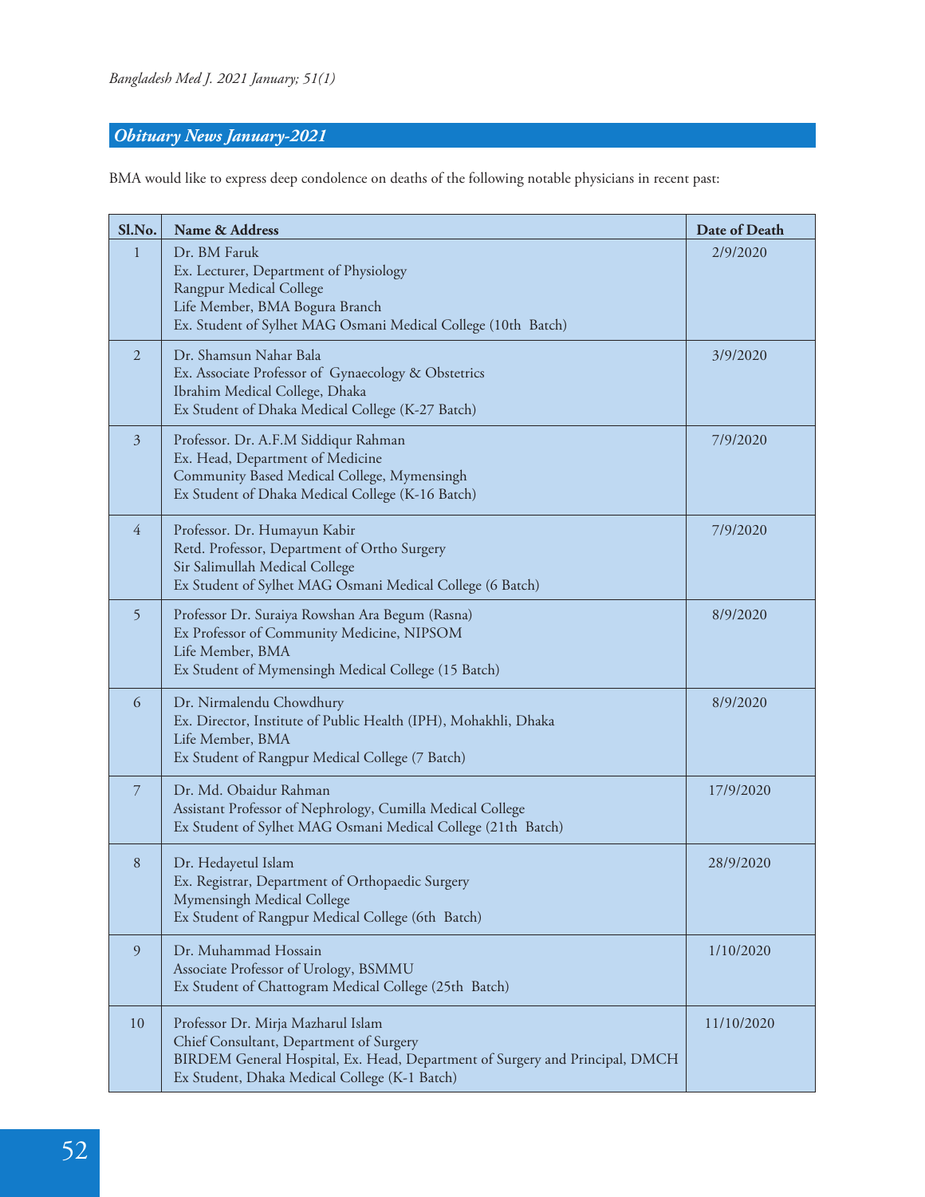## *Obituary News January-2021*

BMA would like to express deep condolence on deaths of the following notable physicians in recent past:

| Sl.No. | Name & Address | Date of Death |
|---|---|---|
| 1 | Dr. BM Faruk<br>Ex. Lecturer, Department of Physiology<br>Rangpur Medical College<br>Life Member, BMA Bogura Branch<br>Ex. Student of Sylhet MAG Osmani Medical College (10th Batch) | 2/9/2020 |
| 2 | Dr. Shamsun Nahar Bala<br>Ex. Associate Professor of Gynaecology & Obstetrics<br>Ibrahim Medical College, Dhaka<br>Ex Student of Dhaka Medical College (K-27 Batch) | 3/9/2020 |
| 3 | Professor. Dr. A.F.M Siddiqur Rahman<br>Ex. Head, Department of Medicine<br>Community Based Medical College, Mymensingh<br>Ex Student of Dhaka Medical College (K-16 Batch) | 7/9/2020 |
| 4 | Professor. Dr. Humayun Kabir<br>Retd. Professor, Department of Ortho Surgery<br>Sir Salimullah Medical College<br>Ex Student of Sylhet MAG Osmani Medical College (6 Batch) | 7/9/2020 |
| 5 | Professor Dr. Suraiya Rowshan Ara Begum (Rasna)<br>Ex Professor of Community Medicine, NIPSOM<br>Life Member, BMA<br>Ex Student of Mymensingh Medical College (15 Batch) | 8/9/2020 |
| 6 | Dr. Nirmalendu Chowdhury<br>Ex. Director, Institute of Public Health (IPH), Mohakhli, Dhaka<br>Life Member, BMA<br>Ex Student of Rangpur Medical College (7 Batch) | 8/9/2020 |
| 7 | Dr. Md. Obaidur Rahman<br>Assistant Professor of Nephrology, Cumilla Medical College<br>Ex Student of Sylhet MAG Osmani Medical College (21th Batch) | 17/9/2020 |
| 8 | Dr. Hedayetul Islam<br>Ex. Registrar, Department of Orthopaedic Surgery<br>Mymensingh Medical College<br>Ex Student of Rangpur Medical College (6th Batch) | 28/9/2020 |
| 9 | Dr. Muhammad Hossain<br>Associate Professor of Urology, BSMMU<br>Ex Student of Chattogram Medical College (25th Batch) | 1/10/2020 |
| 10 | Professor Dr. Mirja Mazharul Islam<br>Chief Consultant, Department of Surgery<br>BIRDEM General Hospital, Ex. Head, Department of Surgery and Principal, DMCH<br>Ex Student, Dhaka Medical College (K-1 Batch) | 11/10/2020 |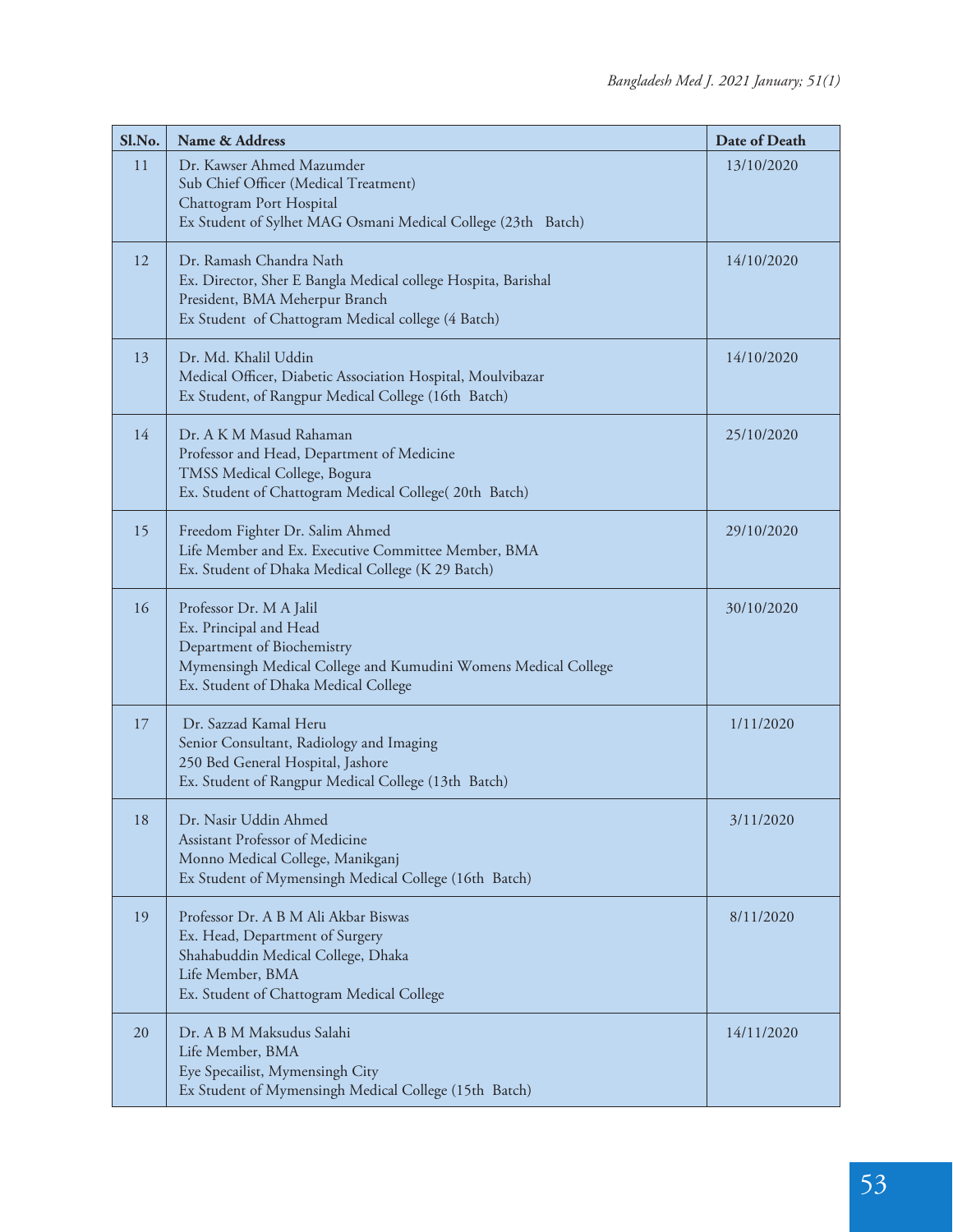| Sl.No. | Name & Address | Date of Death |
|---|---|---|
| 11 | Dr. Kawser Ahmed Mazumder<br>Sub Chief Officer (Medical Treatment)<br>Chattogram Port Hospital<br>Ex Student of Sylhet MAG Osmani Medical College (23th Batch) | 13/10/2020 |
| 12 | Dr. Ramash Chandra Nath<br>Ex. Director, Sher E Bangla Medical college Hospita, Barishal<br>President, BMA Meherpur Branch<br>Ex Student of Chattogram Medical college (4 Batch) | 14/10/2020 |
| 13 | Dr. Md. Khalil Uddin<br>Medical Officer, Diabetic Association Hospital, Moulvibazar<br>Ex Student, of Rangpur Medical College (16th Batch) | 14/10/2020 |
| 14 | Dr. A K M Masud Rahaman<br>Professor and Head, Department of Medicine<br>TMSS Medical College, Bogura<br>Ex. Student of Chattogram Medical College( 20th Batch) | 25/10/2020 |
| 15 | Freedom Fighter Dr. Salim Ahmed<br>Life Member and Ex. Executive Committee Member, BMA<br>Ex. Student of Dhaka Medical College (K 29 Batch) | 29/10/2020 |
| 16 | Professor Dr. M A Jalil<br>Ex. Principal and Head<br>Department of Biochemistry<br>Mymensingh Medical College and Kumudini Womens Medical College<br>Ex. Student of Dhaka Medical College | 30/10/2020 |
| 17 | Dr. Sazzad Kamal Heru<br>Senior Consultant, Radiology and Imaging<br>250 Bed General Hospital, Jashore<br>Ex. Student of Rangpur Medical College (13th Batch) | 1/11/2020 |
| 18 | Dr. Nasir Uddin Ahmed<br>Assistant Professor of Medicine<br>Monno Medical College, Manikganj<br>Ex Student of Mymensingh Medical College (16th Batch) | 3/11/2020 |
| 19 | Professor Dr. A B M Ali Akbar Biswas<br>Ex. Head, Department of Surgery<br>Shahabuddin Medical College, Dhaka<br>Life Member, BMA<br>Ex. Student of Chattogram Medical College | 8/11/2020 |
| 20 | Dr. A B M Maksudus Salahi<br>Life Member, BMA<br>Eye Specailist, Mymensingh City<br>Ex Student of Mymensingh Medical College (15th Batch) | 14/11/2020 |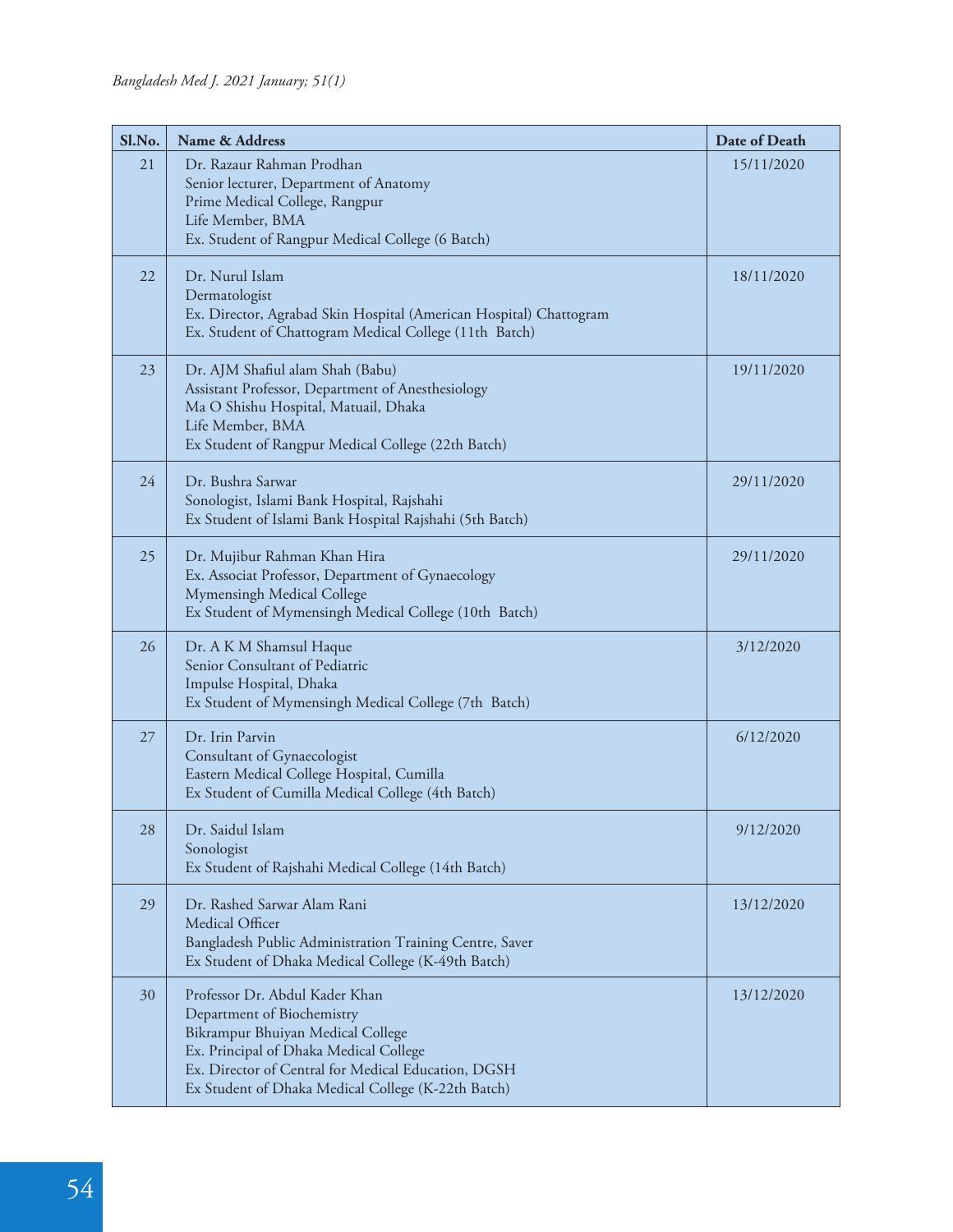| Sl.No. | Name & Address | Date of Death |
|---|---|---|
| 21 | Dr. Razaur Rahman Prodhan<br>Senior lecturer, Department of Anatomy<br>Prime Medical College, Rangpur<br>Life Member, BMA<br>Ex. Student of Rangpur Medical College (6 Batch) | 15/11/2020 |
| 22 | Dr. Nurul Islam<br>Dermatologist<br>Ex. Director, Agrabad Skin Hospital (American Hospital) Chattogram<br>Ex. Student of Chattogram Medical College (11th Batch) | 18/11/2020 |
| 23 | Dr. AJM Shafiul alam Shah (Babu)<br>Assistant Professor, Department of Anesthesiology<br>Ma O Shishu Hospital, Matuail, Dhaka<br>Life Member, BMA<br>Ex Student of Rangpur Medical College (22th Batch) | 19/11/2020 |
| 24 | Dr. Bushra Sarwar<br>Sonologist, Islami Bank Hospital, Rajshahi<br>Ex Student of Islami Bank Hospital Rajshahi (5th Batch) | 29/11/2020 |
| 25 | Dr. Mujibur Rahman Khan Hira<br>Ex. Associat Professor, Department of Gynaecology<br>Mymensingh Medical College<br>Ex Student of Mymensingh Medical College (10th Batch) | 29/11/2020 |
| 26 | Dr. A K M Shamsul Haque<br>Senior Consultant of Pediatric<br>Impulse Hospital, Dhaka<br>Ex Student of Mymensingh Medical College (7th Batch) | 3/12/2020 |
| 27 | Dr. Irin Parvin<br>Consultant of Gynaecologist<br>Eastern Medical College Hospital, Cumilla<br>Ex Student of Cumilla Medical College (4th Batch) | 6/12/2020 |
| 28 | Dr. Saidul Islam<br>Sonologist<br>Ex Student of Rajshahi Medical College (14th Batch) | 9/12/2020 |
| 29 | Dr. Rashed Sarwar Alam Rani<br>Medical Officer<br>Bangladesh Public Administration Training Centre, Saver<br>Ex Student of Dhaka Medical College (K-49th Batch) | 13/12/2020 |
| 30 | Professor Dr. Abdul Kader Khan<br>Department of Biochemistry<br>Bikrampur Bhuiyan Medical College<br>Ex. Principal of Dhaka Medical College<br>Ex. Director of Central for Medical Education, DGSH<br>Ex Student of Dhaka Medical College (K-22th Batch) | 13/12/2020 |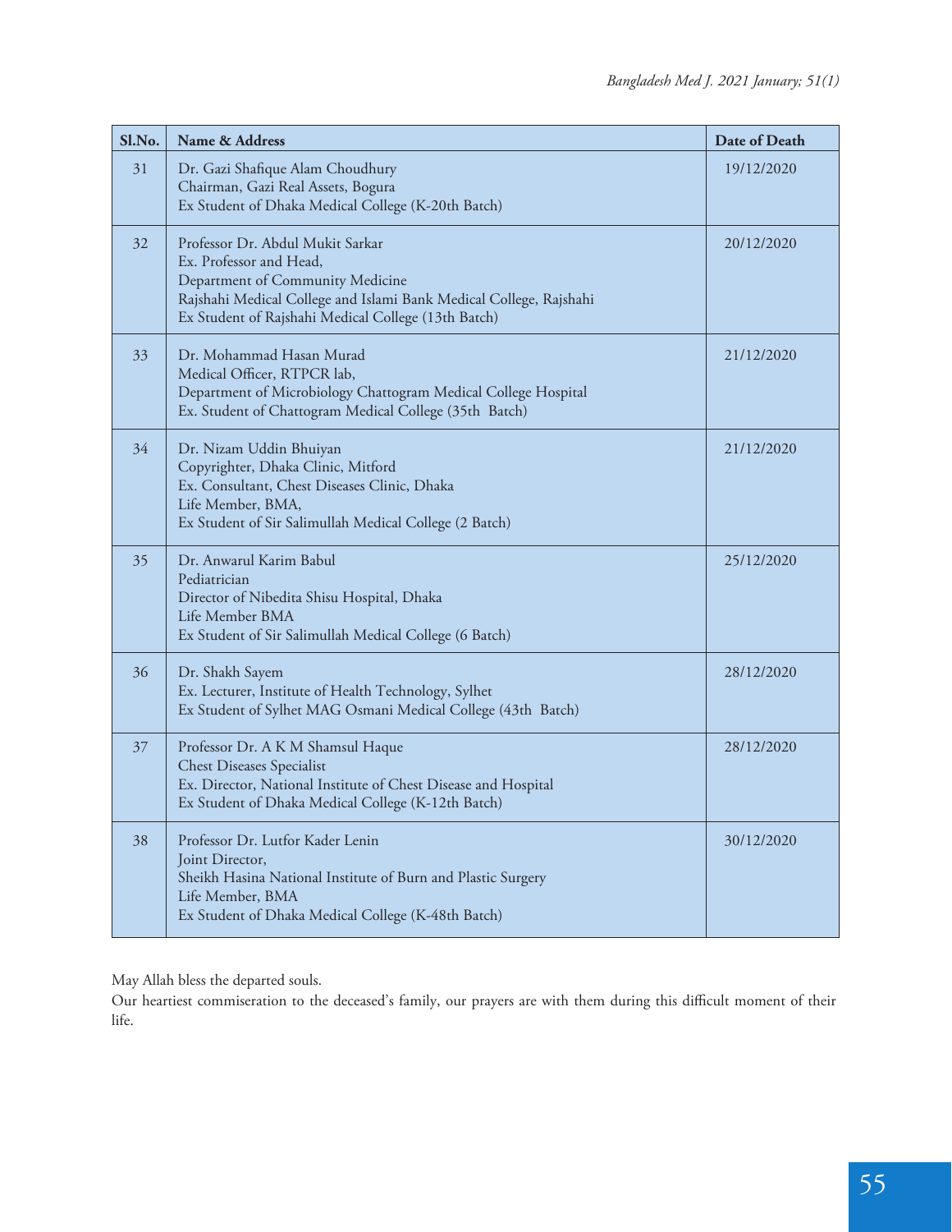| Sl.No. | Name & Address | Date of Death |
|---|---|---|
| 31 | Dr. Gazi Shafique Alam Choudhury<br>Chairman, Gazi Real Assets, Bogura<br>Ex Student of Dhaka Medical College (K-20th Batch) | 19/12/2020 |
| 32 | Professor Dr. Abdul Mukit Sarkar<br>Ex. Professor and Head,<br>Department of Community Medicine<br>Rajshahi Medical College and Islami Bank Medical College, Rajshahi<br>Ex Student of Rajshahi Medical College (13th Batch) | 20/12/2020 |
| 33 | Dr. Mohammad Hasan Murad<br>Medical Officer, RTPCR lab,<br>Department of Microbiology Chattogram Medical College Hospital<br>Ex. Student of Chattogram Medical College (35th Batch) | 21/12/2020 |
| 34 | Dr. Nizam Uddin Bhuiyan<br>Copyrighter, Dhaka Clinic, Mitford<br>Ex. Consultant, Chest Diseases Clinic, Dhaka<br>Life Member, BMA,<br>Ex Student of Sir Salimullah Medical College (2 Batch) | 21/12/2020 |
| 35 | Dr. Anwarul Karim Babul<br>Pediatrician<br>Director of Nibedita Shisu Hospital, Dhaka<br>Life Member BMA<br>Ex Student of Sir Salimullah Medical College (6 Batch) | 25/12/2020 |
| 36 | Dr. Shakh Sayem<br>Ex. Lecturer, Institute of Health Technology, Sylhet<br>Ex Student of Sylhet MAG Osmani Medical College (43th Batch) | 28/12/2020 |
| 37 | Professor Dr. A K M Shamsul Haque<br>Chest Diseases Specialist<br>Ex. Director, National Institute of Chest Disease and Hospital<br>Ex Student of Dhaka Medical College (K-12th Batch) | 28/12/2020 |
| 38 | Professor Dr. Lutfor Kader Lenin<br>Joint Director,<br>Sheikh Hasina National Institute of Burn and Plastic Surgery<br>Life Member, BMA<br>Ex Student of Dhaka Medical College (K-48th Batch) | 30/12/2020 |

May Allah bless the departed souls.

Our heartiest commiseration to the deceased's family, our prayers are with them during this difficult moment of their life.